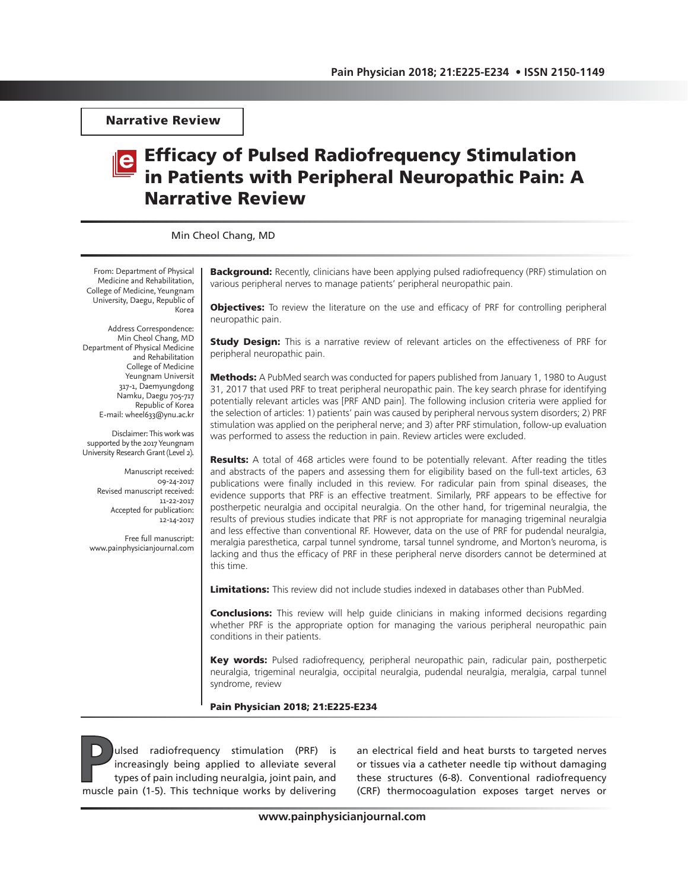**Narrative Review**

# Efficacy of Pulsed Radiofrequency Stimulation in Patients with Peripheral Neuropathic Pain: A Narrative Review

Min Cheol Chang, MD

From: Department of Physical Medicine and Rehabilitation, College of Medicine, Yeungnam University, Daegu, Republic of Korea

Address Correspondence:
Min Cheol Chang, MD
Department of Physical Medicine and Rehabilitation
College of Medicine
Yeungnam Universit
317-1, Daemyungdong
Namku, Daegu 705-717
Republic of Korea
E-mail: wheel633@ynu.ac.kr

Disclaimer: This work was supported by the 2017 Yeungnam University Research Grant (Level 2).

Manuscript received: 09-24-2017
Revised manuscript received: 11-22-2017
Accepted for publication: 12-14-2017

Free full manuscript: www.painphysicianjournal.com

**Background:** Recently, clinicians have been applying pulsed radiofrequency (PRF) stimulation on various peripheral nerves to manage patients' peripheral neuropathic pain.

**Objectives:** To review the literature on the use and efficacy of PRF for controlling peripheral neuropathic pain.

**Study Design:** This is a narrative review of relevant articles on the effectiveness of PRF for peripheral neuropathic pain.

**Methods:** A PubMed search was conducted for papers published from January 1, 1980 to August 31, 2017 that used PRF to treat peripheral neuropathic pain. The key search phrase for identifying potentially relevant articles was [PRF AND pain]. The following inclusion criteria were applied for the selection of articles: 1) patients' pain was caused by peripheral nervous system disorders; 2) PRF stimulation was applied on the peripheral nerve; and 3) after PRF stimulation, follow-up evaluation was performed to assess the reduction in pain. Review articles were excluded.

**Results:** A total of 468 articles were found to be potentially relevant. After reading the titles and abstracts of the papers and assessing them for eligibility based on the full-text articles, 63 publications were finally included in this review. For radicular pain from spinal diseases, the evidence supports that PRF is an effective treatment. Similarly, PRF appears to be effective for postherpetic neuralgia and occipital neuralgia. On the other hand, for trigeminal neuralgia, the results of previous studies indicate that PRF is not appropriate for managing trigeminal neuralgia and less effective than conventional RF. However, data on the use of PRF for pudendal neuralgia, meralgia paresthetica, carpal tunnel syndrome, tarsal tunnel syndrome, and Morton's neuroma, is lacking and thus the efficacy of PRF in these peripheral nerve disorders cannot be determined at this time.

**Limitations:** This review did not include studies indexed in databases other than PubMed.

**Conclusions:** This review will help guide clinicians in making informed decisions regarding whether PRF is the appropriate option for managing the various peripheral neuropathic pain conditions in their patients.

**Key words:** Pulsed radiofrequency, peripheral neuropathic pain, radicular pain, postherpetic neuralgia, trigeminal neuralgia, occipital neuralgia, pudendal neuralgia, meralgia, carpal tunnel syndrome, review

Pulsed radiofrequency stimulation (PRF) is increasingly being applied to alleviate several types of pain including neuralgia, joint pain, and muscle pain (1-5). This technique works by delivering an electrical field and heat bursts to targeted nerves or tissues via a catheter needle tip without damaging these structures (6-8). Conventional radiofrequency (CRF) thermocoagulation exposes target nerves or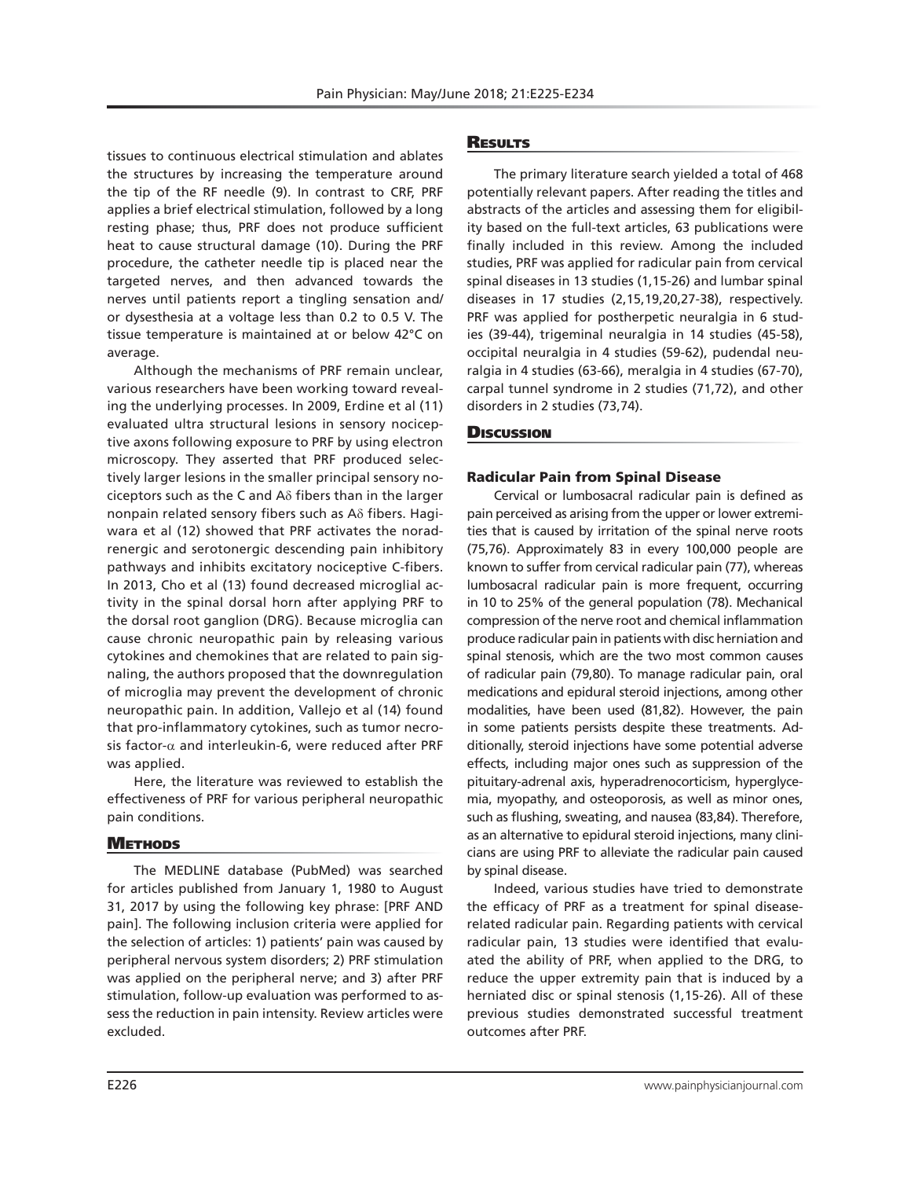tissues to continuous electrical stimulation and ablates the structures by increasing the temperature around the tip of the RF needle (9). In contrast to CRF, PRF applies a brief electrical stimulation, followed by a long resting phase; thus, PRF does not produce sufficient heat to cause structural damage (10). During the PRF procedure, the catheter needle tip is placed near the targeted nerves, and then advanced towards the nerves until patients report a tingling sensation and/or dysesthesia at a voltage less than 0.2 to 0.5 V. The tissue temperature is maintained at or below 42°C on average.

Although the mechanisms of PRF remain unclear, various researchers have been working toward revealing the underlying processes. In 2009, Erdine et al (11) evaluated ultra structural lesions in sensory nociceptive axons following exposure to PRF by using electron microscopy. They asserted that PRF produced selectively larger lesions in the smaller principal sensory nociceptors such as the C and Aδ fibers than in the larger nonpain related sensory fibers such as Aδ fibers. Hagiwara et al (12) showed that PRF activates the noradrenergic and serotonergic descending pain inhibitory pathways and inhibits excitatory nociceptive C-fibers. In 2013, Cho et al (13) found decreased microglial activity in the spinal dorsal horn after applying PRF to the dorsal root ganglion (DRG). Because microglia can cause chronic neuropathic pain by releasing various cytokines and chemokines that are related to pain signaling, the authors proposed that the downregulation of microglia may prevent the development of chronic neuropathic pain. In addition, Vallejo et al (14) found that pro-inflammatory cytokines, such as tumor necrosis factor-α and interleukin-6, were reduced after PRF was applied.

Here, the literature was reviewed to establish the effectiveness of PRF for various peripheral neuropathic pain conditions.

## Methods

The MEDLINE database (PubMed) was searched for articles published from January 1, 1980 to August 31, 2017 by using the following key phrase: [PRF AND pain]. The following inclusion criteria were applied for the selection of articles: 1) patients' pain was caused by peripheral nervous system disorders; 2) PRF stimulation was applied on the peripheral nerve; and 3) after PRF stimulation, follow-up evaluation was performed to assess the reduction in pain intensity. Review articles were excluded.

## Results

The primary literature search yielded a total of 468 potentially relevant papers. After reading the titles and abstracts of the articles and assessing them for eligibility based on the full-text articles, 63 publications were finally included in this review. Among the included studies, PRF was applied for radicular pain from cervical spinal diseases in 13 studies (1,15-26) and lumbar spinal diseases in 17 studies (2,15,19,20,27-38), respectively. PRF was applied for postherpetic neuralgia in 6 studies (39-44), trigeminal neuralgia in 14 studies (45-58), occipital neuralgia in 4 studies (59-62), pudendal neuralgia in 4 studies (63-66), meralgia in 4 studies (67-70), carpal tunnel syndrome in 2 studies (71,72), and other disorders in 2 studies (73,74).

## Discussion

### Radicular Pain from Spinal Disease

Cervical or lumbosacral radicular pain is defined as pain perceived as arising from the upper or lower extremities that is caused by irritation of the spinal nerve roots (75,76). Approximately 83 in every 100,000 people are known to suffer from cervical radicular pain (77), whereas lumbosacral radicular pain is more frequent, occurring in 10 to 25% of the general population (78). Mechanical compression of the nerve root and chemical inflammation produce radicular pain in patients with disc herniation and spinal stenosis, which are the two most common causes of radicular pain (79,80). To manage radicular pain, oral medications and epidural steroid injections, among other modalities, have been used (81,82). However, the pain in some patients persists despite these treatments. Additionally, steroid injections have some potential adverse effects, including major ones such as suppression of the pituitary-adrenal axis, hyperadrenocorticism, hyperglycemia, myopathy, and osteoporosis, as well as minor ones, such as flushing, sweating, and nausea (83,84). Therefore, as an alternative to epidural steroid injections, many clinicians are using PRF to alleviate the radicular pain caused by spinal disease.

Indeed, various studies have tried to demonstrate the efficacy of PRF as a treatment for spinal disease-related radicular pain. Regarding patients with cervical radicular pain, 13 studies were identified that evaluated the ability of PRF, when applied to the DRG, to reduce the upper extremity pain that is induced by a herniated disc or spinal stenosis (1,15-26). All of these previous studies demonstrated successful treatment outcomes after PRF.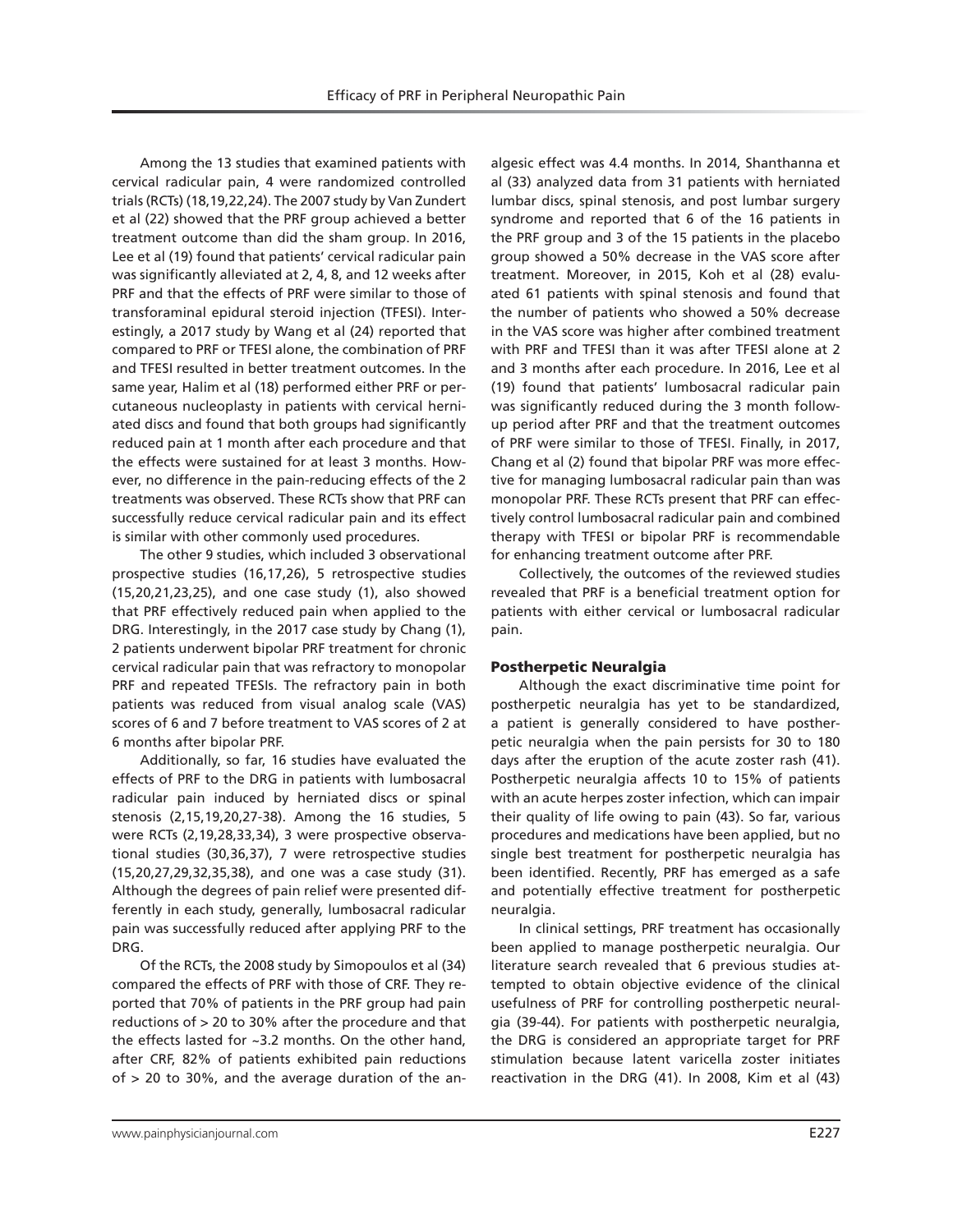Among the 13 studies that examined patients with cervical radicular pain, 4 were randomized controlled trials (RCTs) (18,19,22,24). The 2007 study by Van Zundert et al (22) showed that the PRF group achieved a better treatment outcome than did the sham group. In 2016, Lee et al (19) found that patients' cervical radicular pain was significantly alleviated at 2, 4, 8, and 12 weeks after PRF and that the effects of PRF were similar to those of transforaminal epidural steroid injection (TFESI). Interestingly, a 2017 study by Wang et al (24) reported that compared to PRF or TFESI alone, the combination of PRF and TFESI resulted in better treatment outcomes. In the same year, Halim et al (18) performed either PRF or percutaneous nucleoplasty in patients with cervical herniated discs and found that both groups had significantly reduced pain at 1 month after each procedure and that the effects were sustained for at least 3 months. However, no difference in the pain-reducing effects of the 2 treatments was observed. These RCTs show that PRF can successfully reduce cervical radicular pain and its effect is similar with other commonly used procedures.

The other 9 studies, which included 3 observational prospective studies (16,17,26), 5 retrospective studies (15,20,21,23,25), and one case study (1), also showed that PRF effectively reduced pain when applied to the DRG. Interestingly, in the 2017 case study by Chang (1), 2 patients underwent bipolar PRF treatment for chronic cervical radicular pain that was refractory to monopolar PRF and repeated TFESIs. The refractory pain in both patients was reduced from visual analog scale (VAS) scores of 6 and 7 before treatment to VAS scores of 2 at 6 months after bipolar PRF.

Additionally, so far, 16 studies have evaluated the effects of PRF to the DRG in patients with lumbosacral radicular pain induced by herniated discs or spinal stenosis (2,15,19,20,27-38). Among the 16 studies, 5 were RCTs (2,19,28,33,34), 3 were prospective observational studies (30,36,37), 7 were retrospective studies (15,20,27,29,32,35,38), and one was a case study (31). Although the degrees of pain relief were presented differently in each study, generally, lumbosacral radicular pain was successfully reduced after applying PRF to the DRG.

Of the RCTs, the 2008 study by Simopoulos et al (34) compared the effects of PRF with those of CRF. They reported that 70% of patients in the PRF group had pain reductions of > 20 to 30% after the procedure and that the effects lasted for ~3.2 months. On the other hand, after CRF, 82% of patients exhibited pain reductions of > 20 to 30%, and the average duration of the analgesic effect was 4.4 months. In 2014, Shanthanna et al (33) analyzed data from 31 patients with herniated lumbar discs, spinal stenosis, and post lumbar surgery syndrome and reported that 6 of the 16 patients in the PRF group and 3 of the 15 patients in the placebo group showed a 50% decrease in the VAS score after treatment. Moreover, in 2015, Koh et al (28) evaluated 61 patients with spinal stenosis and found that the number of patients who showed a 50% decrease in the VAS score was higher after combined treatment with PRF and TFESI than it was after TFESI alone at 2 and 3 months after each procedure. In 2016, Lee et al (19) found that patients' lumbosacral radicular pain was significantly reduced during the 3 month follow-up period after PRF and that the treatment outcomes of PRF were similar to those of TFESI. Finally, in 2017, Chang et al (2) found that bipolar PRF was more effective for managing lumbosacral radicular pain than was monopolar PRF. These RCTs present that PRF can effectively control lumbosacral radicular pain and combined therapy with TFESI or bipolar PRF is recommendable for enhancing treatment outcome after PRF.

Collectively, the outcomes of the reviewed studies revealed that PRF is a beneficial treatment option for patients with either cervical or lumbosacral radicular pain.

### Postherpetic Neuralgia

Although the exact discriminative time point for postherpetic neuralgia has yet to be standardized, a patient is generally considered to have postherpetic neuralgia when the pain persists for 30 to 180 days after the eruption of the acute zoster rash (41). Postherpetic neuralgia affects 10 to 15% of patients with an acute herpes zoster infection, which can impair their quality of life owing to pain (43). So far, various procedures and medications have been applied, but no single best treatment for postherpetic neuralgia has been identified. Recently, PRF has emerged as a safe and potentially effective treatment for postherpetic neuralgia.

In clinical settings, PRF treatment has occasionally been applied to manage postherpetic neuralgia. Our literature search revealed that 6 previous studies attempted to obtain objective evidence of the clinical usefulness of PRF for controlling postherpetic neuralgia (39-44). For patients with postherpetic neuralgia, the DRG is considered an appropriate target for PRF stimulation because latent varicella zoster initiates reactivation in the DRG (41). In 2008, Kim et al (43)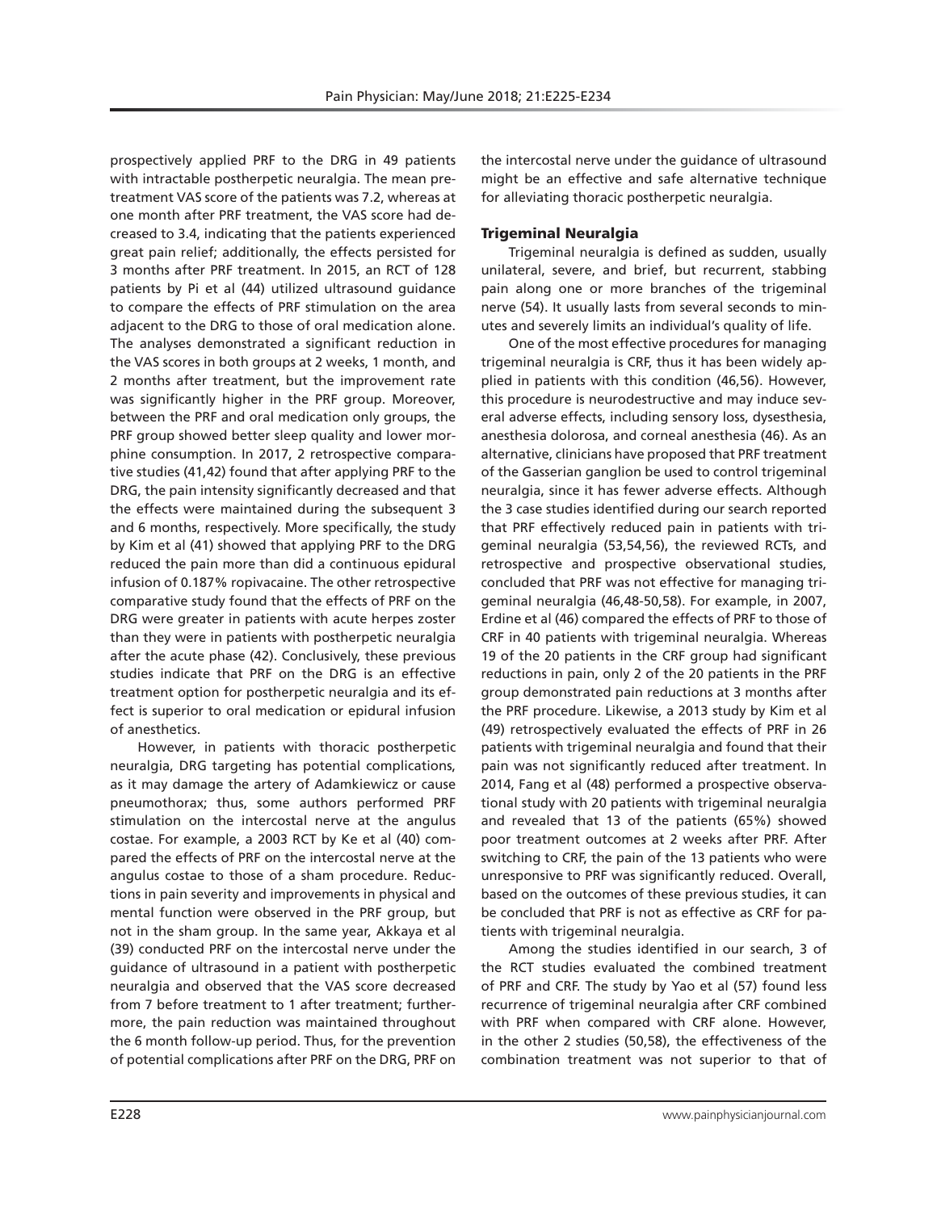prospectively applied PRF to the DRG in 49 patients with intractable postherpetic neuralgia. The mean pretreatment VAS score of the patients was 7.2, whereas at one month after PRF treatment, the VAS score had decreased to 3.4, indicating that the patients experienced great pain relief; additionally, the effects persisted for 3 months after PRF treatment. In 2015, an RCT of 128 patients by Pi et al (44) utilized ultrasound guidance to compare the effects of PRF stimulation on the area adjacent to the DRG to those of oral medication alone. The analyses demonstrated a significant reduction in the VAS scores in both groups at 2 weeks, 1 month, and 2 months after treatment, but the improvement rate was significantly higher in the PRF group. Moreover, between the PRF and oral medication only groups, the PRF group showed better sleep quality and lower morphine consumption. In 2017, 2 retrospective comparative studies (41,42) found that after applying PRF to the DRG, the pain intensity significantly decreased and that the effects were maintained during the subsequent 3 and 6 months, respectively. More specifically, the study by Kim et al (41) showed that applying PRF to the DRG reduced the pain more than did a continuous epidural infusion of 0.187% ropivacaine. The other retrospective comparative study found that the effects of PRF on the DRG were greater in patients with acute herpes zoster than they were in patients with postherpetic neuralgia after the acute phase (42). Conclusively, these previous studies indicate that PRF on the DRG is an effective treatment option for postherpetic neuralgia and its effect is superior to oral medication or epidural infusion of anesthetics.

However, in patients with thoracic postherpetic neuralgia, DRG targeting has potential complications, as it may damage the artery of Adamkiewicz or cause pneumothorax; thus, some authors performed PRF stimulation on the intercostal nerve at the angulus costae. For example, a 2003 RCT by Ke et al (40) compared the effects of PRF on the intercostal nerve at the angulus costae to those of a sham procedure. Reductions in pain severity and improvements in physical and mental function were observed in the PRF group, but not in the sham group. In the same year, Akkaya et al (39) conducted PRF on the intercostal nerve under the guidance of ultrasound in a patient with postherpetic neuralgia and observed that the VAS score decreased from 7 before treatment to 1 after treatment; furthermore, the pain reduction was maintained throughout the 6 month follow-up period. Thus, for the prevention of potential complications after PRF on the DRG, PRF on the intercostal nerve under the guidance of ultrasound might be an effective and safe alternative technique for alleviating thoracic postherpetic neuralgia.

### Trigeminal Neuralgia

Trigeminal neuralgia is defined as sudden, usually unilateral, severe, and brief, but recurrent, stabbing pain along one or more branches of the trigeminal nerve (54). It usually lasts from several seconds to minutes and severely limits an individual's quality of life.

One of the most effective procedures for managing trigeminal neuralgia is CRF, thus it has been widely applied in patients with this condition (46,56). However, this procedure is neurodestructive and may induce several adverse effects, including sensory loss, dysesthesia, anesthesia dolorosa, and corneal anesthesia (46). As an alternative, clinicians have proposed that PRF treatment of the Gasserian ganglion be used to control trigeminal neuralgia, since it has fewer adverse effects. Although the 3 case studies identified during our search reported that PRF effectively reduced pain in patients with trigeminal neuralgia (53,54,56), the reviewed RCTs, and retrospective and prospective observational studies, concluded that PRF was not effective for managing trigeminal neuralgia (46,48-50,58). For example, in 2007, Erdine et al (46) compared the effects of PRF to those of CRF in 40 patients with trigeminal neuralgia. Whereas 19 of the 20 patients in the CRF group had significant reductions in pain, only 2 of the 20 patients in the PRF group demonstrated pain reductions at 3 months after the PRF procedure. Likewise, a 2013 study by Kim et al (49) retrospectively evaluated the effects of PRF in 26 patients with trigeminal neuralgia and found that their pain was not significantly reduced after treatment. In 2014, Fang et al (48) performed a prospective observational study with 20 patients with trigeminal neuralgia and revealed that 13 of the patients (65%) showed poor treatment outcomes at 2 weeks after PRF. After switching to CRF, the pain of the 13 patients who were unresponsive to PRF was significantly reduced. Overall, based on the outcomes of these previous studies, it can be concluded that PRF is not as effective as CRF for patients with trigeminal neuralgia.

Among the studies identified in our search, 3 of the RCT studies evaluated the combined treatment of PRF and CRF. The study by Yao et al (57) found less recurrence of trigeminal neuralgia after CRF combined with PRF when compared with CRF alone. However, in the other 2 studies (50,58), the effectiveness of the combination treatment was not superior to that of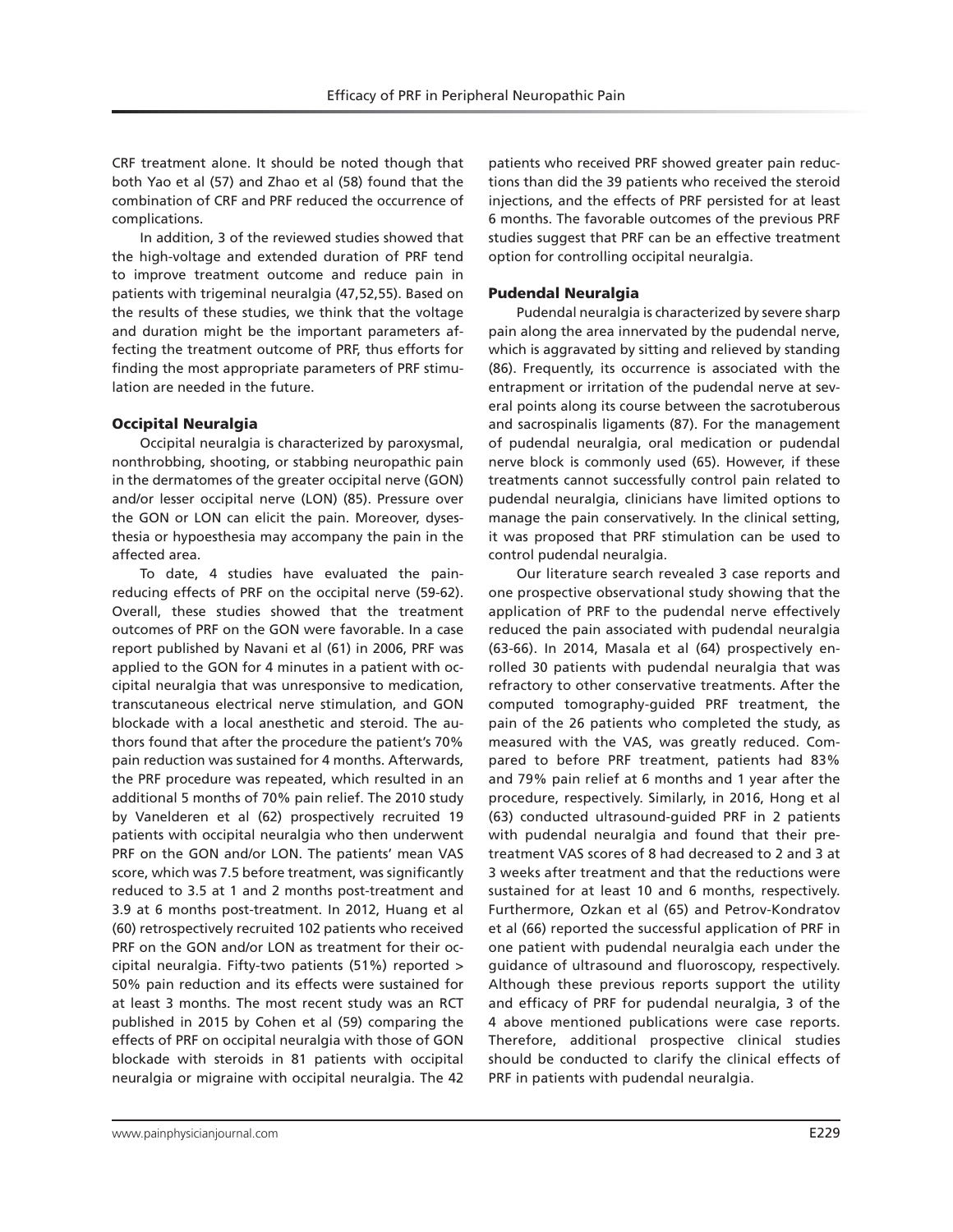CRF treatment alone. It should be noted though that both Yao et al (57) and Zhao et al (58) found that the combination of CRF and PRF reduced the occurrence of complications.

In addition, 3 of the reviewed studies showed that the high-voltage and extended duration of PRF tend to improve treatment outcome and reduce pain in patients with trigeminal neuralgia (47,52,55). Based on the results of these studies, we think that the voltage and duration might be the important parameters affecting the treatment outcome of PRF, thus efforts for finding the most appropriate parameters of PRF stimulation are needed in the future.

### Occipital Neuralgia

Occipital neuralgia is characterized by paroxysmal, nonthrobbing, shooting, or stabbing neuropathic pain in the dermatomes of the greater occipital nerve (GON) and/or lesser occipital nerve (LON) (85). Pressure over the GON or LON can elicit the pain. Moreover, dysesthesia or hypoesthesia may accompany the pain in the affected area.

To date, 4 studies have evaluated the pain-reducing effects of PRF on the occipital nerve (59-62). Overall, these studies showed that the treatment outcomes of PRF on the GON were favorable. In a case report published by Navani et al (61) in 2006, PRF was applied to the GON for 4 minutes in a patient with occipital neuralgia that was unresponsive to medication, transcutaneous electrical nerve stimulation, and GON blockade with a local anesthetic and steroid. The authors found that after the procedure the patient's 70% pain reduction was sustained for 4 months. Afterwards, the PRF procedure was repeated, which resulted in an additional 5 months of 70% pain relief. The 2010 study by Vanelderen et al (62) prospectively recruited 19 patients with occipital neuralgia who then underwent PRF on the GON and/or LON. The patients' mean VAS score, which was 7.5 before treatment, was significantly reduced to 3.5 at 1 and 2 months post-treatment and 3.9 at 6 months post-treatment. In 2012, Huang et al (60) retrospectively recruited 102 patients who received PRF on the GON and/or LON as treatment for their occipital neuralgia. Fifty-two patients (51%) reported > 50% pain reduction and its effects were sustained for at least 3 months. The most recent study was an RCT published in 2015 by Cohen et al (59) comparing the effects of PRF on occipital neuralgia with those of GON blockade with steroids in 81 patients with occipital neuralgia or migraine with occipital neuralgia. The 42 patients who received PRF showed greater pain reductions than did the 39 patients who received the steroid injections, and the effects of PRF persisted for at least 6 months. The favorable outcomes of the previous PRF studies suggest that PRF can be an effective treatment option for controlling occipital neuralgia.

### Pudendal Neuralgia

Pudendal neuralgia is characterized by severe sharp pain along the area innervated by the pudendal nerve, which is aggravated by sitting and relieved by standing (86). Frequently, its occurrence is associated with the entrapment or irritation of the pudendal nerve at several points along its course between the sacrotuberous and sacrospinalis ligaments (87). For the management of pudendal neuralgia, oral medication or pudendal nerve block is commonly used (65). However, if these treatments cannot successfully control pain related to pudendal neuralgia, clinicians have limited options to manage the pain conservatively. In the clinical setting, it was proposed that PRF stimulation can be used to control pudendal neuralgia.

Our literature search revealed 3 case reports and one prospective observational study showing that the application of PRF to the pudendal nerve effectively reduced the pain associated with pudendal neuralgia (63-66). In 2014, Masala et al (64) prospectively enrolled 30 patients with pudendal neuralgia that was refractory to other conservative treatments. After the computed tomography-guided PRF treatment, the pain of the 26 patients who completed the study, as measured with the VAS, was greatly reduced. Compared to before PRF treatment, patients had 83% and 79% pain relief at 6 months and 1 year after the procedure, respectively. Similarly, in 2016, Hong et al (63) conducted ultrasound-guided PRF in 2 patients with pudendal neuralgia and found that their pre-treatment VAS scores of 8 had decreased to 2 and 3 at 3 weeks after treatment and that the reductions were sustained for at least 10 and 6 months, respectively. Furthermore, Ozkan et al (65) and Petrov-Kondratov et al (66) reported the successful application of PRF in one patient with pudendal neuralgia each under the guidance of ultrasound and fluoroscopy, respectively. Although these previous reports support the utility and efficacy of PRF for pudendal neuralgia, 3 of the 4 above mentioned publications were case reports. Therefore, additional prospective clinical studies should be conducted to clarify the clinical effects of PRF in patients with pudendal neuralgia.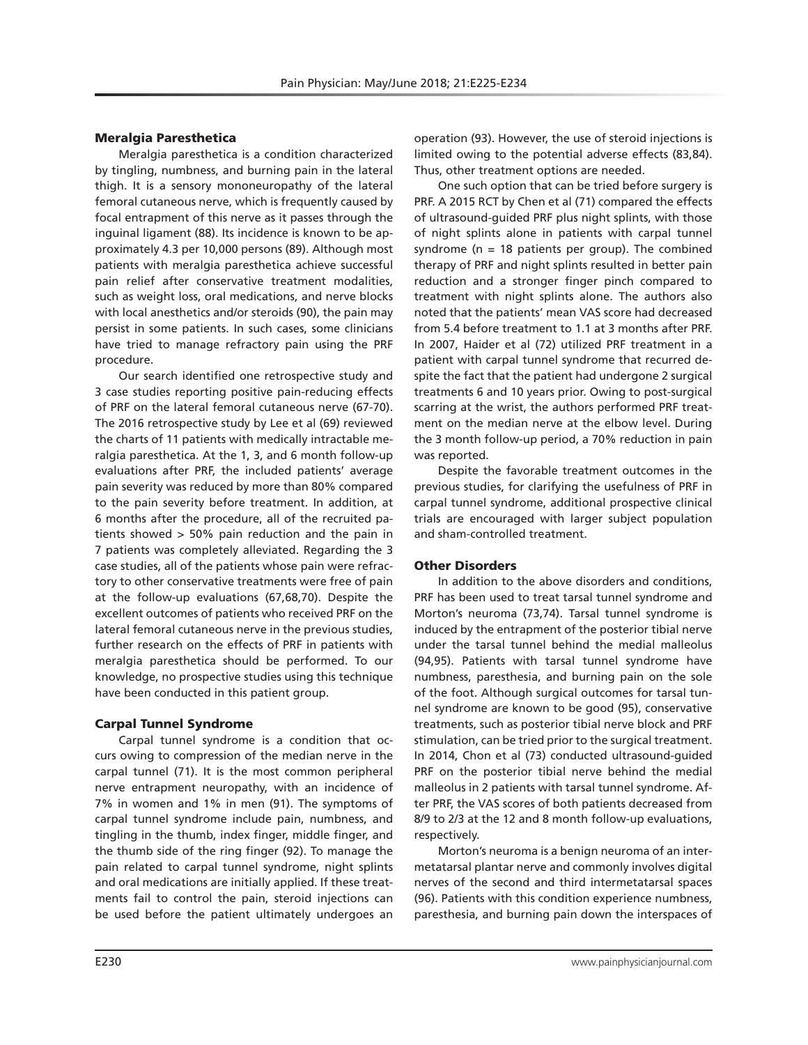### Meralgia Paresthetica

Meralgia paresthetica is a condition characterized by tingling, numbness, and burning pain in the lateral thigh. It is a sensory mononeuropathy of the lateral femoral cutaneous nerve, which is frequently caused by focal entrapment of this nerve as it passes through the inguinal ligament (88). Its incidence is known to be approximately 4.3 per 10,000 persons (89). Although most patients with meralgia paresthetica achieve successful pain relief after conservative treatment modalities, such as weight loss, oral medications, and nerve blocks with local anesthetics and/or steroids (90), the pain may persist in some patients. In such cases, some clinicians have tried to manage refractory pain using the PRF procedure.

Our search identified one retrospective study and 3 case studies reporting positive pain-reducing effects of PRF on the lateral femoral cutaneous nerve (67-70). The 2016 retrospective study by Lee et al (69) reviewed the charts of 11 patients with medically intractable meralgia paresthetica. At the 1, 3, and 6 month follow-up evaluations after PRF, the included patients' average pain severity was reduced by more than 80% compared to the pain severity before treatment. In addition, at 6 months after the procedure, all of the recruited patients showed > 50% pain reduction and the pain in 7 patients was completely alleviated. Regarding the 3 case studies, all of the patients whose pain were refractory to other conservative treatments were free of pain at the follow-up evaluations (67,68,70). Despite the excellent outcomes of patients who received PRF on the lateral femoral cutaneous nerve in the previous studies, further research on the effects of PRF in patients with meralgia paresthetica should be performed. To our knowledge, no prospective studies using this technique have been conducted in this patient group.

### Carpal Tunnel Syndrome

Carpal tunnel syndrome is a condition that occurs owing to compression of the median nerve in the carpal tunnel (71). It is the most common peripheral nerve entrapment neuropathy, with an incidence of 7% in women and 1% in men (91). The symptoms of carpal tunnel syndrome include pain, numbness, and tingling in the thumb, index finger, middle finger, and the thumb side of the ring finger (92). To manage the pain related to carpal tunnel syndrome, night splints and oral medications are initially applied. If these treatments fail to control the pain, steroid injections can be used before the patient ultimately undergoes an operation (93). However, the use of steroid injections is limited owing to the potential adverse effects (83,84). Thus, other treatment options are needed.

One such option that can be tried before surgery is PRF. A 2015 RCT by Chen et al (71) compared the effects of ultrasound-guided PRF plus night splints, with those of night splints alone in patients with carpal tunnel syndrome (n = 18 patients per group). The combined therapy of PRF and night splints resulted in better pain reduction and a stronger finger pinch compared to treatment with night splints alone. The authors also noted that the patients' mean VAS score had decreased from 5.4 before treatment to 1.1 at 3 months after PRF. In 2007, Haider et al (72) utilized PRF treatment in a patient with carpal tunnel syndrome that recurred despite the fact that the patient had undergone 2 surgical treatments 6 and 10 years prior. Owing to post-surgical scarring at the wrist, the authors performed PRF treatment on the median nerve at the elbow level. During the 3 month follow-up period, a 70% reduction in pain was reported.

Despite the favorable treatment outcomes in the previous studies, for clarifying the usefulness of PRF in carpal tunnel syndrome, additional prospective clinical trials are encouraged with larger subject population and sham-controlled treatment.

### Other Disorders

In addition to the above disorders and conditions, PRF has been used to treat tarsal tunnel syndrome and Morton's neuroma (73,74). Tarsal tunnel syndrome is induced by the entrapment of the posterior tibial nerve under the tarsal tunnel behind the medial malleolus (94,95). Patients with tarsal tunnel syndrome have numbness, paresthesia, and burning pain on the sole of the foot. Although surgical outcomes for tarsal tunnel syndrome are known to be good (95), conservative treatments, such as posterior tibial nerve block and PRF stimulation, can be tried prior to the surgical treatment. In 2014, Chon et al (73) conducted ultrasound-guided PRF on the posterior tibial nerve behind the medial malleolus in 2 patients with tarsal tunnel syndrome. After PRF, the VAS scores of both patients decreased from 8/9 to 2/3 at the 12 and 8 month follow-up evaluations, respectively.

Morton's neuroma is a benign neuroma of an intermetatarsal plantar nerve and commonly involves digital nerves of the second and third intermetatarsal spaces (96). Patients with this condition experience numbness, paresthesia, and burning pain down the interspaces of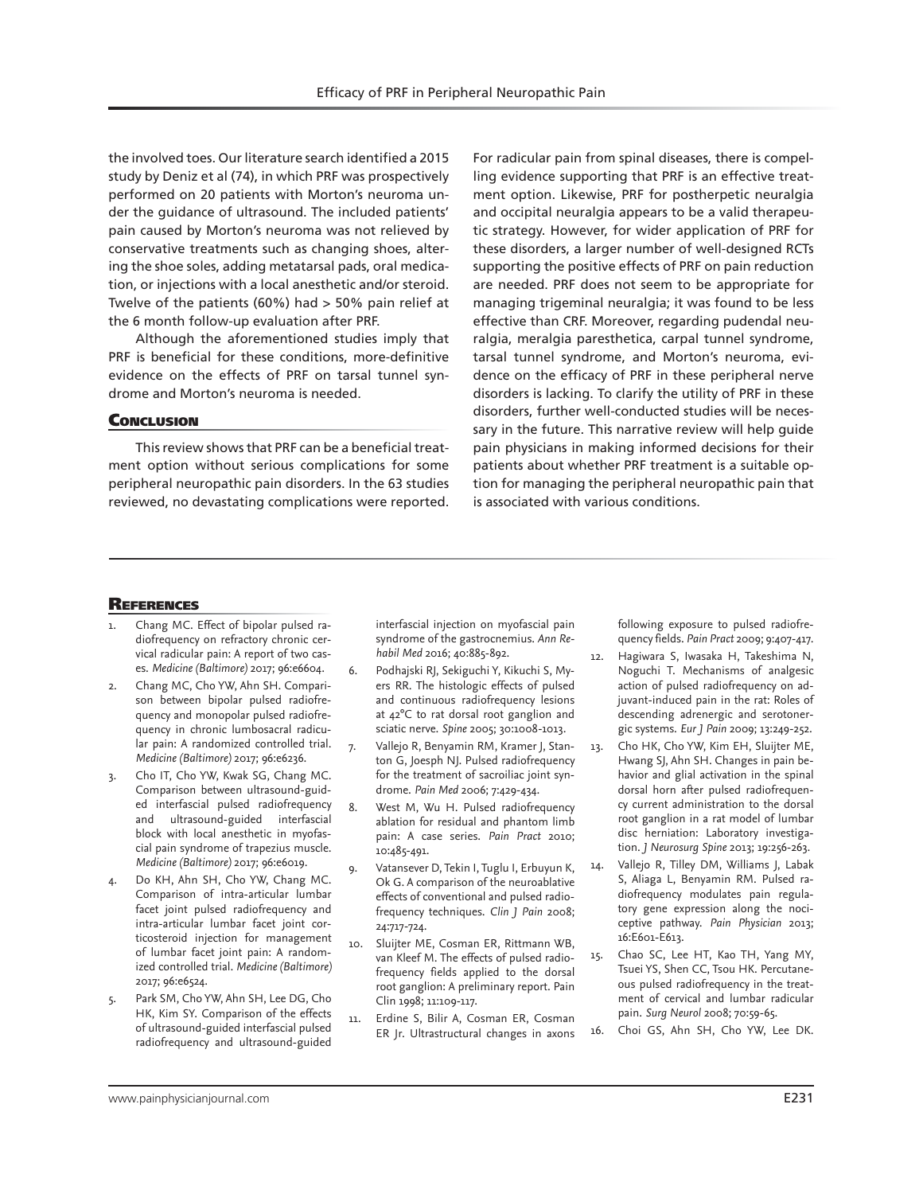the involved toes. Our literature search identified a 2015 study by Deniz et al (74), in which PRF was prospectively performed on 20 patients with Morton's neuroma under the guidance of ultrasound. The included patients' pain caused by Morton's neuroma was not relieved by conservative treatments such as changing shoes, altering the shoe soles, adding metatarsal pads, oral medication, or injections with a local anesthetic and/or steroid. Twelve of the patients (60%) had > 50% pain relief at the 6 month follow-up evaluation after PRF.

Although the aforementioned studies imply that PRF is beneficial for these conditions, more-definitive evidence on the effects of PRF on tarsal tunnel syndrome and Morton's neuroma is needed.

## Conclusion

This review shows that PRF can be a beneficial treatment option without serious complications for some peripheral neuropathic pain disorders. In the 63 studies reviewed, no devastating complications were reported. For radicular pain from spinal diseases, there is compelling evidence supporting that PRF is an effective treatment option. Likewise, PRF for postherpetic neuralgia and occipital neuralgia appears to be a valid therapeutic strategy. However, for wider application of PRF for these disorders, a larger number of well-designed RCTs supporting the positive effects of PRF on pain reduction are needed. PRF does not seem to be appropriate for managing trigeminal neuralgia; it was found to be less effective than CRF. Moreover, regarding pudendal neuralgia, meralgia paresthetica, carpal tunnel syndrome, tarsal tunnel syndrome, and Morton's neuroma, evidence on the efficacy of PRF in these peripheral nerve disorders is lacking. To clarify the utility of PRF in these disorders, further well-conducted studies will be necessary in the future. This narrative review will help guide pain physicians in making informed decisions for their patients about whether PRF treatment is a suitable option for managing the peripheral neuropathic pain that is associated with various conditions.

## References

1. Chang MC. Effect of bipolar pulsed radiofrequency on refractory chronic cervical radicular pain: A report of two cases. *Medicine (Baltimore)* 2017; 96:e6604.
2. Chang MC, Cho YW, Ahn SH. Comparison between bipolar pulsed radiofrequency and monopolar pulsed radiofrequency in chronic lumbosacral radicular pain: A randomized controlled trial. *Medicine (Baltimore)* 2017; 96:e6236.
3. Cho IT, Cho YW, Kwak SG, Chang MC. Comparison between ultrasound-guided interfascial pulsed radiofrequency and ultrasound-guided interfascial block with local anesthetic in myofascial pain syndrome of trapezius muscle. *Medicine (Baltimore)* 2017; 96:e6019.
4. Do KH, Ahn SH, Cho YW, Chang MC. Comparison of intra-articular lumbar facet joint pulsed radiofrequency and intra-articular lumbar facet joint corticosteroid injection for management of lumbar facet joint pain: A randomized controlled trial. *Medicine (Baltimore)* 2017; 96:e6524.
5. Park SM, Cho YW, Ahn SH, Lee DG, Cho HK, Kim SY. Comparison of the effects of ultrasound-guided interfascial pulsed radiofrequency and ultrasound-guided interfascial injection on myofascial pain syndrome of the gastrocnemius. *Ann Rehabil Med* 2016; 40:885-892.
6. Podhajski RJ, Sekiguchi Y, Kikuchi S, Myers RR. The histologic effects of pulsed and continuous radiofrequency lesions at 42°C to rat dorsal root ganglion and sciatic nerve. *Spine* 2005; 30:1008-1013.
7. Vallejo R, Benyamin RM, Kramer J, Stanton G, Joesph NJ. Pulsed radiofrequency for the treatment of sacroiliac joint syndrome. *Pain Med* 2006; 7:429-434.
8. West M, Wu H. Pulsed radiofrequency ablation for residual and phantom limb pain: A case series. *Pain Pract* 2010; 10:485-491.
9. Vatansever D, Tekin I, Tuglu I, Erbuyun K, Ok G. A comparison of the neuroablative effects of conventional and pulsed radiofrequency techniques. *Clin J Pain* 2008; 24:717-724.
10. Sluijter ME, Cosman ER, Rittmann WB, van Kleef M. The effects of pulsed radiofrequency fields applied to the dorsal root ganglion: A preliminary report. Pain Clin 1998; 11:109-117.
11. Erdine S, Bilir A, Cosman ER, Cosman ER Jr. Ultrastructural changes in axons following exposure to pulsed radiofrequency fields. *Pain Pract* 2009; 9:407-417.
12. Hagiwara S, Iwasaka H, Takeshima N, Noguchi T. Mechanisms of analgesic action of pulsed radiofrequency on adjuvant-induced pain in the rat: Roles of descending adrenergic and serotonergic systems. *Eur J Pain* 2009; 13:249-252.
13. Cho HK, Cho YW, Kim EH, Sluijter ME, Hwang SJ, Ahn SH. Changes in pain behavior and glial activation in the spinal dorsal horn after pulsed radiofrequency current administration to the dorsal root ganglion in a rat model of lumbar disc herniation: Laboratory investigation. *J Neurosurg Spine* 2013; 19:256-263.
14. Vallejo R, Tilley DM, Williams J, Labak S, Aliaga L, Benyamin RM. Pulsed radiofrequency modulates pain regulatory gene expression along the nociceptive pathway. *Pain Physician* 2013; 16:E601-E613.
15. Chao SC, Lee HT, Kao TH, Yang MY, Tsuei YS, Shen CC, Tsou HK. Percutaneous pulsed radiofrequency in the treatment of cervical and lumbar radicular pain. *Surg Neurol* 2008; 70:59-65.
16. Choi GS, Ahn SH, Cho YW, Lee DK.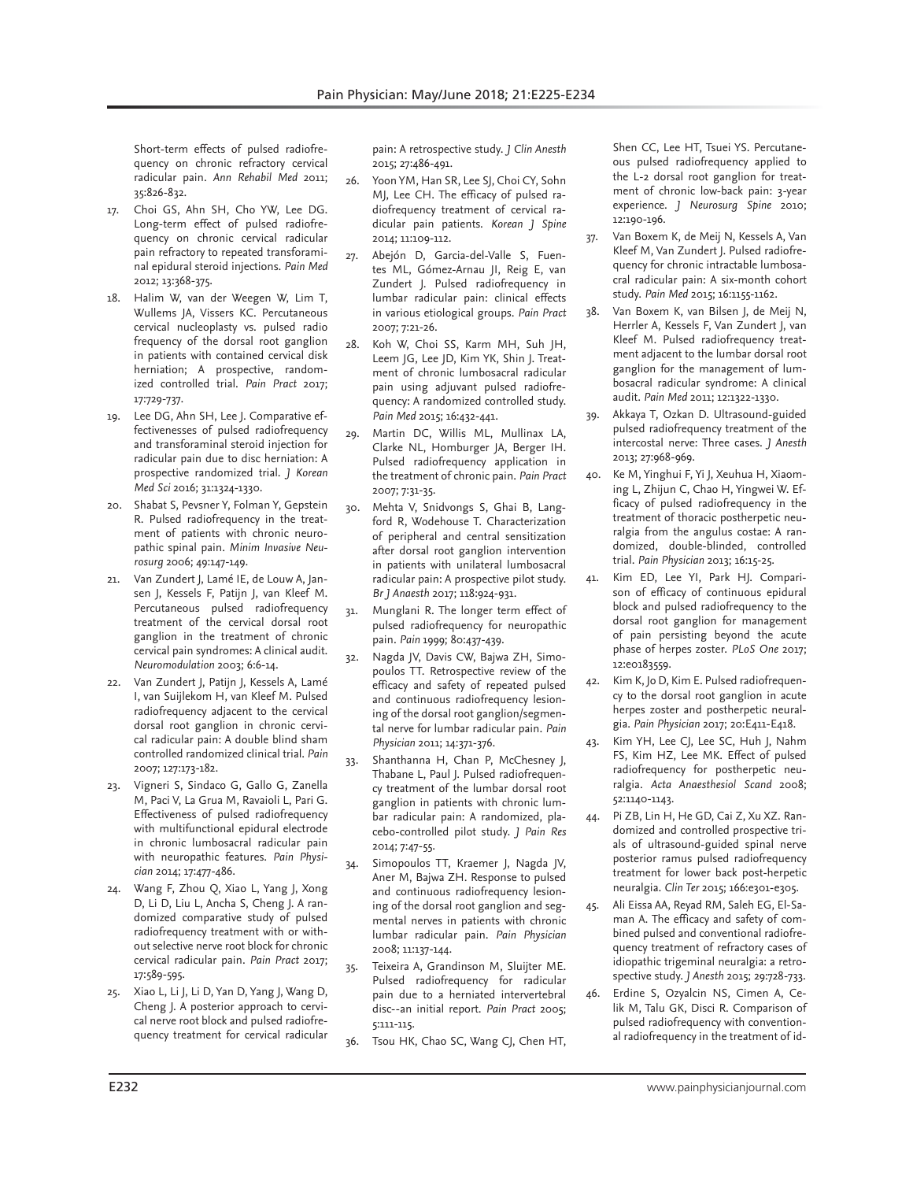Short-term effects of pulsed radiofrequency on chronic refractory cervical radicular pain. *Ann Rehabil Med* 2011; 35:826-832.

17. Choi GS, Ahn SH, Cho YW, Lee DG. Long-term effect of pulsed radiofrequency on chronic cervical radicular pain refractory to repeated transforaminal epidural steroid injections. *Pain Med* 2012; 13:368-375.
18. Halim W, van der Weegen W, Lim T, Wullems JA, Vissers KC. Percutaneous cervical nucleoplasty vs. pulsed radio frequency of the dorsal root ganglion in patients with contained cervical disk herniation; A prospective, randomized controlled trial. *Pain Pract* 2017; 17:729-737.
19. Lee DG, Ahn SH, Lee J. Comparative effectivenesses of pulsed radiofrequency and transforaminal steroid injection for radicular pain due to disc herniation: A prospective randomized trial. *J Korean Med Sci* 2016; 31:1324-1330.
20. Shabat S, Pevsner Y, Folman Y, Gepstein R. Pulsed radiofrequency in the treatment of patients with chronic neuropathic spinal pain. *Minim Invasive Neurosurg* 2006; 49:147-149.
21. Van Zundert J, Lamé IE, de Louw A, Jansen J, Kessels F, Patijn J, van Kleef M. Percutaneous pulsed radiofrequency treatment of the cervical dorsal root ganglion in the treatment of chronic cervical pain syndromes: A clinical audit. *Neuromodulation* 2003; 6:6-14.
22. Van Zundert J, Patijn J, Kessels A, Lamé I, van Suijlekom H, van Kleef M. Pulsed radiofrequency adjacent to the cervical dorsal root ganglion in chronic cervical radicular pain: A double blind sham controlled randomized clinical trial. *Pain* 2007; 127:173-182.
23. Vigneri S, Sindaco G, Gallo G, Zanella M, Paci V, La Grua M, Ravaioli L, Pari G. Effectiveness of pulsed radiofrequency with multifunctional epidural electrode in chronic lumbosacral radicular pain with neuropathic features. *Pain Physician* 2014; 17:477-486.
24. Wang F, Zhou Q, Xiao L, Yang J, Xong D, Li D, Liu L, Ancha S, Cheng J. A randomized comparative study of pulsed radiofrequency treatment with or without selective nerve root block for chronic cervical radicular pain. *Pain Pract* 2017; 17:589-595.
25. Xiao L, Li J, Li D, Yan D, Yang J, Wang D, Cheng J. A posterior approach to cervical nerve root block and pulsed radiofrequency treatment for cervical radicular pain: A retrospective study. *J Clin Anesth* 2015; 27:486-491.
26. Yoon YM, Han SR, Lee SJ, Choi CY, Sohn MJ, Lee CH. The efficacy of pulsed radiofrequency treatment of cervical radicular pain patients. *Korean J Spine* 2014; 11:109-112.
27. Abejón D, Garcia-del-Valle S, Fuentes ML, Gómez-Arnau JI, Reig E, van Zundert J. Pulsed radiofrequency in lumbar radicular pain: clinical effects in various etiological groups. *Pain Pract* 2007; 7:21-26.
28. Koh W, Choi SS, Karm MH, Suh JH, Leem JG, Lee JD, Kim YK, Shin J. Treatment of chronic lumbosacral radicular pain using adjuvant pulsed radiofrequency: A randomized controlled study. *Pain Med* 2015; 16:432-441.
29. Martin DC, Willis ML, Mullinax LA, Clarke NL, Homburger JA, Berger IH. Pulsed radiofrequency application in the treatment of chronic pain. *Pain Pract* 2007; 7:31-35.
30. Mehta V, Snidvongs S, Ghai B, Langford R, Wodehouse T. Characterization of peripheral and central sensitization after dorsal root ganglion intervention in patients with unilateral lumbosacral radicular pain: A prospective pilot study. *Br J Anaesth* 2017; 118:924-931.
31. Munglani R. The longer term effect of pulsed radiofrequency for neuropathic pain. *Pain* 1999; 80:437-439.
32. Nagda JV, Davis CW, Bajwa ZH, Simopoulos TT. Retrospective review of the efficacy and safety of repeated pulsed and continuous radiofrequency lesioning of the dorsal root ganglion/segmental nerve for lumbar radicular pain. *Pain Physician* 2011; 14:371-376.
33. Shanthanna H, Chan P, McChesney J, Thabane L, Paul J. Pulsed radiofrequency treatment of the lumbar dorsal root ganglion in patients with chronic lumbar radicular pain: A randomized, placebo-controlled pilot study. *J Pain Res* 2014; 7:47-55.
34. Simopoulos TT, Kraemer J, Nagda JV, Aner M, Bajwa ZH. Response to pulsed and continuous radiofrequency lesioning of the dorsal root ganglion and segmental nerves in patients with chronic lumbar radicular pain. *Pain Physician* 2008; 11:137-144.
35. Teixeira A, Grandinson M, Sluijter ME. Pulsed radiofrequency for radicular pain due to a herniated intervertebral disc--an initial report. *Pain Pract* 2005; 5:111-115.
36. Tsou HK, Chao SC, Wang CJ, Chen HT, Shen CC, Lee HT, Tsuei YS. Percutaneous pulsed radiofrequency applied to the L-2 dorsal root ganglion for treatment of chronic low-back pain: 3-year experience. *J Neurosurg Spine* 2010; 12:190-196.
37. Van Boxem K, de Meij N, Kessels A, Van Kleef M, Van Zundert J. Pulsed radiofrequency for chronic intractable lumbosacral radicular pain: A six-month cohort study. *Pain Med* 2015; 16:1155-1162.
38. Van Boxem K, van Bilsen J, de Meij N, Herrler A, Kessels F, Van Zundert J, van Kleef M. Pulsed radiofrequency treatment adjacent to the lumbar dorsal root ganglion for the management of lumbosacral radicular syndrome: A clinical audit. *Pain Med* 2011; 12:1322-1330.
39. Akkaya T, Ozkan D. Ultrasound-guided pulsed radiofrequency treatment of the intercostal nerve: Three cases. *J Anesth* 2013; 27:968-969.
40. Ke M, Yinghui F, Yi J, Xeuhua H, Xiaoming L, Zhijun C, Chao H, Yingwei W. Efficacy of pulsed radiofrequency in the treatment of thoracic postherpetic neuralgia from the angulus costae: A randomized, double-blinded, controlled trial. *Pain Physician* 2013; 16:15-25.
41. Kim ED, Lee YI, Park HJ. Comparison of efficacy of continuous epidural block and pulsed radiofrequency to the dorsal root ganglion for management of pain persisting beyond the acute phase of herpes zoster. *PLoS One* 2017; 12:e0183559.
42. Kim K, Jo D, Kim E. Pulsed radiofrequency to the dorsal root ganglion in acute herpes zoster and postherpetic neuralgia. *Pain Physician* 2017; 20:E411-E418.
43. Kim YH, Lee CJ, Lee SC, Huh J, Nahm FS, Kim HZ, Lee MK. Effect of pulsed radiofrequency for postherpetic neuralgia. *Acta Anaesthesiol Scand* 2008; 52:1140-1143.
44. Pi ZB, Lin H, He GD, Cai Z, Xu XZ. Randomized and controlled prospective trials of ultrasound-guided spinal nerve posterior ramus pulsed radiofrequency treatment for lower back post-herpetic neuralgia. *Clin Ter* 2015; 166:e301-e305.
45. Ali Eissa AA, Reyad RM, Saleh EG, El-Saman A. The efficacy and safety of combined pulsed and conventional radiofrequency treatment of refractory cases of idiopathic trigeminal neuralgia: a retrospective study. *J Anesth* 2015; 29:728-733.
46. Erdine S, Ozyalcin NS, Cimen A, Celik M, Talu GK, Disci R. Comparison of pulsed radiofrequency with conventional radiofrequency in the treatment of id-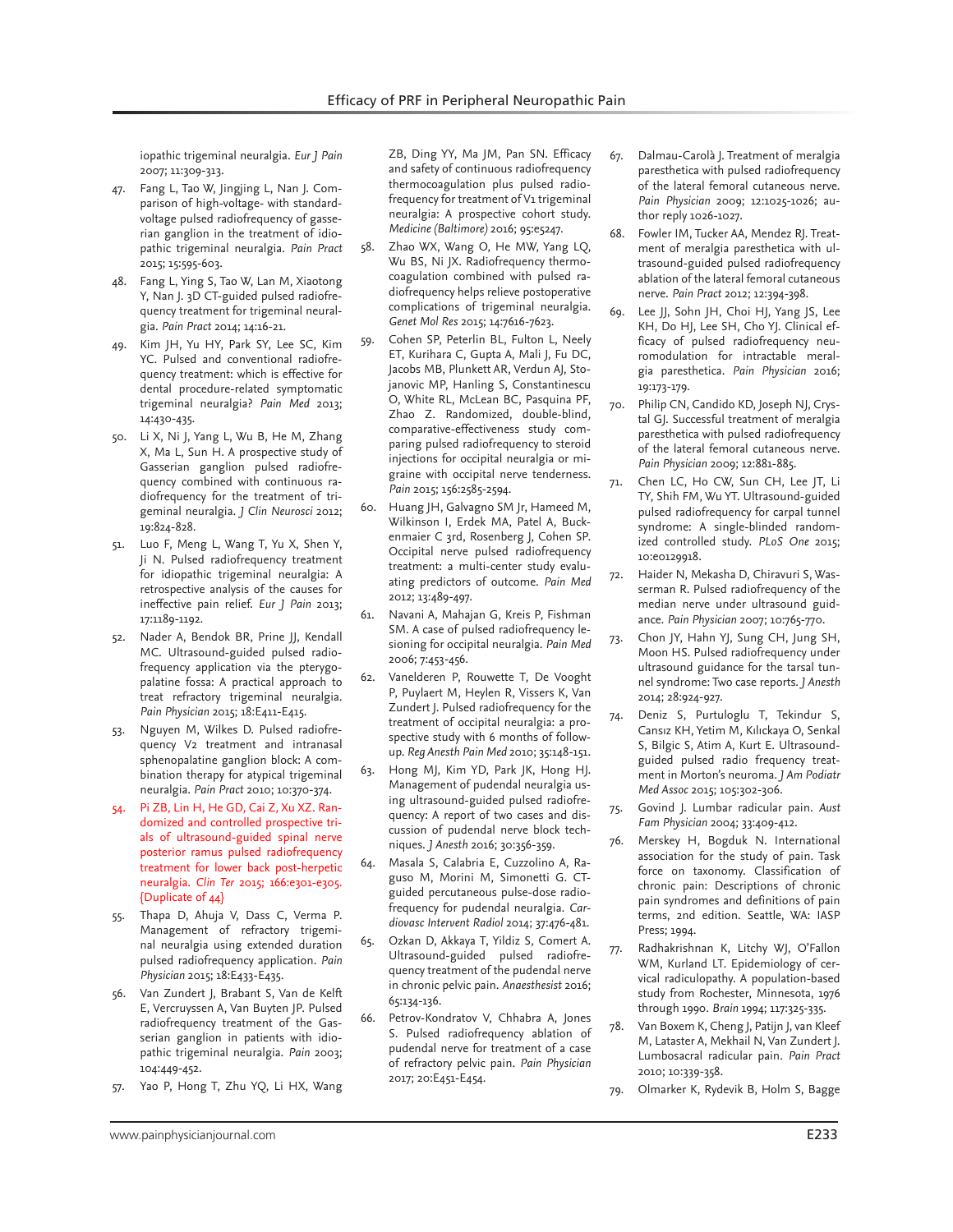iopathic trigeminal neuralgia. *Eur J Pain* 2007; 11:309-313.

47. Fang L, Tao W, Jingjing L, Nan J. Comparison of high-voltage- with standard-voltage pulsed radiofrequency of gasserian ganglion in the treatment of idiopathic trigeminal neuralgia. *Pain Pract* 2015; 15:595-603.
48. Fang L, Ying S, Tao W, Lan M, Xiaotong Y, Nan J. 3D CT-guided pulsed radiofrequency treatment for trigeminal neuralgia. *Pain Pract* 2014; 14:16-21.
49. Kim JH, Yu HY, Park SY, Lee SC, Kim YC. Pulsed and conventional radiofrequency treatment: which is effective for dental procedure-related symptomatic trigeminal neuralgia? *Pain Med* 2013; 14:430-435.
50. Li X, Ni J, Yang L, Wu B, He M, Zhang X, Ma L, Sun H. A prospective study of Gasserian ganglion pulsed radiofrequency combined with continuous radiofrequency for the treatment of trigeminal neuralgia. *J Clin Neurosci* 2012; 19:824-828.
51. Luo F, Meng L, Wang T, Yu X, Shen Y, Ji N. Pulsed radiofrequency treatment for idiopathic trigeminal neuralgia: A retrospective analysis of the causes for ineffective pain relief. *Eur J Pain* 2013; 17:1189-1192.
52. Nader A, Bendok BR, Prine JJ, Kendall MC. Ultrasound-guided pulsed radiofrequency application via the pterygopalatine fossa: A practical approach to treat refractory trigeminal neuralgia. *Pain Physician* 2015; 18:E411-E415.
53. Nguyen M, Wilkes D. Pulsed radiofrequency V2 treatment and intranasal sphenopalatine ganglion block: A combination therapy for atypical trigeminal neuralgia. *Pain Pract* 2010; 10:370-374.
54. Pi ZB, Lin H, He GD, Cai Z, Xu XZ. Randomized and controlled prospective trials of ultrasound-guided spinal nerve posterior ramus pulsed radiofrequency treatment for lower back post-herpetic neuralgia. *Clin Ter* 2015; 166:e301-e305. {Duplicate of 44}
55. Thapa D, Ahuja V, Dass C, Verma P. Management of refractory trigeminal neuralgia using extended duration pulsed radiofrequency application. *Pain Physician* 2015; 18:E433-E435.
56. Van Zundert J, Brabant S, Van de Kelft E, Vercruyssen A, Van Buyten JP. Pulsed radiofrequency treatment of the Gasserian ganglion in patients with idiopathic trigeminal neuralgia. *Pain* 2003; 104:449-452.
57. Yao P, Hong T, Zhu YQ, Li HX, Wang ZB, Ding YY, Ma JM, Pan SN. Efficacy and safety of continuous radiofrequency thermocoagulation plus pulsed radiofrequency for treatment of V1 trigeminal neuralgia: A prospective cohort study. *Medicine (Baltimore)* 2016; 95:e5247.
58. Zhao WX, Wang O, He MW, Yang LQ, Wu BS, Ni JX. Radiofrequency thermocoagulation combined with pulsed radiofrequency helps relieve postoperative complications of trigeminal neuralgia. *Genet Mol Res* 2015; 14:7616-7623.
59. Cohen SP, Peterlin BL, Fulton L, Neely ET, Kurihara C, Gupta A, Mali J, Fu DC, Jacobs MB, Plunkett AR, Verdun AJ, Stojanovic MP, Hanling S, Constantinescu O, White RL, McLean BC, Pasquina PF, Zhao Z. Randomized, double-blind, comparative-effectiveness study comparing pulsed radiofrequency to steroid injections for occipital neuralgia or migraine with occipital nerve tenderness. *Pain* 2015; 156:2585-2594.
60. Huang JH, Galvagno SM Jr, Hameed M, Wilkinson I, Erdek MA, Patel A, Buckenmaier C 3rd, Rosenberg J, Cohen SP. Occipital nerve pulsed radiofrequency treatment: a multi-center study evaluating predictors of outcome. *Pain Med* 2012; 13:489-497.
61. Navani A, Mahajan G, Kreis P, Fishman SM. A case of pulsed radiofrequency lesioning for occipital neuralgia. *Pain Med* 2006; 7:453-456.
62. Vanelderen P, Rouwette T, De Vooght P, Puylaert M, Heylen R, Vissers K, Van Zundert J. Pulsed radiofrequency for the treatment of occipital neuralgia: a prospective study with 6 months of follow-up. *Reg Anesth Pain Med* 2010; 35:148-151.
63. Hong MJ, Kim YD, Park JK, Hong HJ. Management of pudendal neuralgia using ultrasound-guided pulsed radiofrequency: A report of two cases and discussion of pudendal nerve block techniques. *J Anesth* 2016; 30:356-359.
64. Masala S, Calabria E, Cuzzolino A, Raguso M, Morini M, Simonetti G. CT-guided percutaneous pulse-dose radiofrequency for pudendal neuralgia. *Cardiovasc Intervent Radiol* 2014; 37:476-481.
65. Ozkan D, Akkaya T, Yildiz S, Comert A. Ultrasound-guided pulsed radiofrequency treatment of the pudendal nerve in chronic pelvic pain. *Anaesthesist* 2016; 65:134-136.
66. Petrov-Kondratov V, Chhabra A, Jones S. Pulsed radiofrequency ablation of pudendal nerve for treatment of a case of refractory pelvic pain. *Pain Physician* 2017; 20:E451-E454.
67. Dalmau-Carolà J. Treatment of meralgia paresthetica with pulsed radiofrequency of the lateral femoral cutaneous nerve. *Pain Physician* 2009; 12:1025-1026; author reply 1026-1027.
68. Fowler IM, Tucker AA, Mendez RJ. Treatment of meralgia paresthetica with ultrasound-guided pulsed radiofrequency ablation of the lateral femoral cutaneous nerve. *Pain Pract* 2012; 12:394-398.
69. Lee JJ, Sohn JH, Choi HJ, Yang JS, Lee KH, Do HJ, Lee SH, Cho YJ. Clinical efficacy of pulsed radiofrequency neuromodulation for intractable meralgia paresthetica. *Pain Physician* 2016; 19:173-179.
70. Philip CN, Candido KD, Joseph NJ, Crystal GJ. Successful treatment of meralgia paresthetica with pulsed radiofrequency of the lateral femoral cutaneous nerve. *Pain Physician* 2009; 12:881-885.
71. Chen LC, Ho CW, Sun CH, Lee JT, Li TY, Shih FM, Wu YT. Ultrasound-guided pulsed radiofrequency for carpal tunnel syndrome: A single-blinded randomized controlled study. *PLoS One* 2015; 10:e0129918.
72. Haider N, Mekasha D, Chiravuri S, Wasserman R. Pulsed radiofrequency of the median nerve under ultrasound guidance. *Pain Physician* 2007; 10:765-770.
73. Chon JY, Hahn YJ, Sung CH, Jung SH, Moon HS. Pulsed radiofrequency under ultrasound guidance for the tarsal tunnel syndrome: Two case reports. *J Anesth* 2014; 28:924-927.
74. Deniz S, Purtuloglu T, Tekindur S, Cansız KH, Yetim M, Kılıckaya O, Senkal S, Bilgic S, Atim A, Kurt E. Ultrasound-guided pulsed radio frequency treatment in Morton's neuroma. *J Am Podiatr Med Assoc* 2015; 105:302-306.
75. Govind J. Lumbar radicular pain. *Aust Fam Physician* 2004; 33:409-412.
76. Merskey H, Bogduk N. International association for the study of pain. Task force on taxonomy. Classification of chronic pain: Descriptions of chronic pain syndromes and definitions of pain terms, 2nd edition. Seattle, WA: IASP Press; 1994.
77. Radhakrishnan K, Litchy WJ, O'Fallon WM, Kurland LT. Epidemiology of cervical radiculopathy. A population-based study from Rochester, Minnesota, 1976 through 1990. *Brain* 1994; 117:325-335.
78. Van Boxem K, Cheng J, Patijn J, van Kleef M, Lataster A, Mekhail N, Van Zundert J. Lumbosacral radicular pain. *Pain Pract* 2010; 10:339-358.
79. Olmarker K, Rydevik B, Holm S, Bagge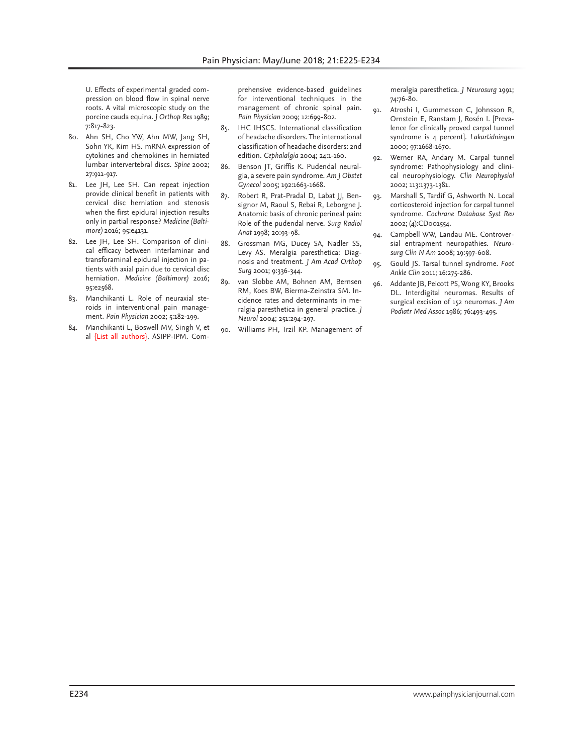U. Effects of experimental graded compression on blood flow in spinal nerve roots. A vital microscopic study on the porcine cauda equina. *J Orthop Res* 1989; 7:817-823.

80. Ahn SH, Cho YW, Ahn MW, Jang SH, Sohn YK, Kim HS. mRNA expression of cytokines and chemokines in herniated lumbar intervertebral discs. *Spine* 2002; 27:911-917.
81. Lee JH, Lee SH. Can repeat injection provide clinical benefit in patients with cervical disc herniation and stenosis when the first epidural injection results only in partial response? *Medicine (Baltimore)* 2016; 95:e4131.
82. Lee JH, Lee SH. Comparison of clinical efficacy between interlaminar and transforaminal epidural injection in patients with axial pain due to cervical disc herniation. *Medicine (Baltimore)* 2016; 95:e2568.
83. Manchikanti L. Role of neuraxial steroids in interventional pain management. *Pain Physician* 2002; 5:182-199.
84. Manchikanti L, Boswell MV, Singh V, et al {List all authors}. ASIPP-IPM. Comprehensive evidence-based guidelines for interventional techniques in the management of chronic spinal pain. *Pain Physician* 2009; 12:699-802.
85. IHC IHSCS. International classification of headache disorders. The international classification of headache disorders: 2nd edition. *Cephalalgia* 2004; 24:1-160.
86. Benson JT, Griffis K. Pudendal neuralgia, a severe pain syndrome. *Am J Obstet Gynecol* 2005; 192:1663-1668.
87. Robert R, Prat-Pradal D, Labat JJ, Bensignor M, Raoul S, Rebai R, Leborgne J. Anatomic basis of chronic perineal pain: Role of the pudendal nerve. *Surg Radiol Anat* 1998; 20:93-98.
88. Grossman MG, Ducey SA, Nadler SS, Levy AS. Meralgia paresthetica: Diagnosis and treatment. *J Am Acad Orthop Surg* 2001; 9:336-344.
89. van Slobbe AM, Bohnen AM, Bernsen RM, Koes BW, Bierma-Zeinstra SM. Incidence rates and determinants in meralgia paresthetica in general practice. *J Neurol* 2004; 251:294-297.
90. Williams PH, Trzil KP. Management of meralgia paresthetica. *J Neurosurg* 1991; 74:76-80.
91. Atroshi I, Gummesson C, Johnsson R, Ornstein E, Ranstam J, Rosén I. [Prevalence for clinically proved carpal tunnel syndrome is 4 percent]. *Lakartidningen* 2000; 97:1668-1670.
92. Werner RA, Andary M. Carpal tunnel syndrome: Pathophysiology and clinical neurophysiology. *Clin Neurophysiol* 2002; 113:1373-1381.
93. Marshall S, Tardif G, Ashworth N. Local corticosteroid injection for carpal tunnel syndrome. *Cochrane Database Syst Rev* 2002; (4):CD001554.
94. Campbell WW, Landau ME. Controversial entrapment neuropathies. *Neurosurg Clin N Am* 2008; 19:597-608.
95. Gould JS. Tarsal tunnel syndrome. *Foot Ankle Clin* 2011; 16:275-286.
96. Addante JB, Peicott PS, Wong KY, Brooks DL. Interdigital neuromas. Results of surgical excision of 152 neuromas. *J Am Podiatr Med Assoc* 1986; 76:493-495.